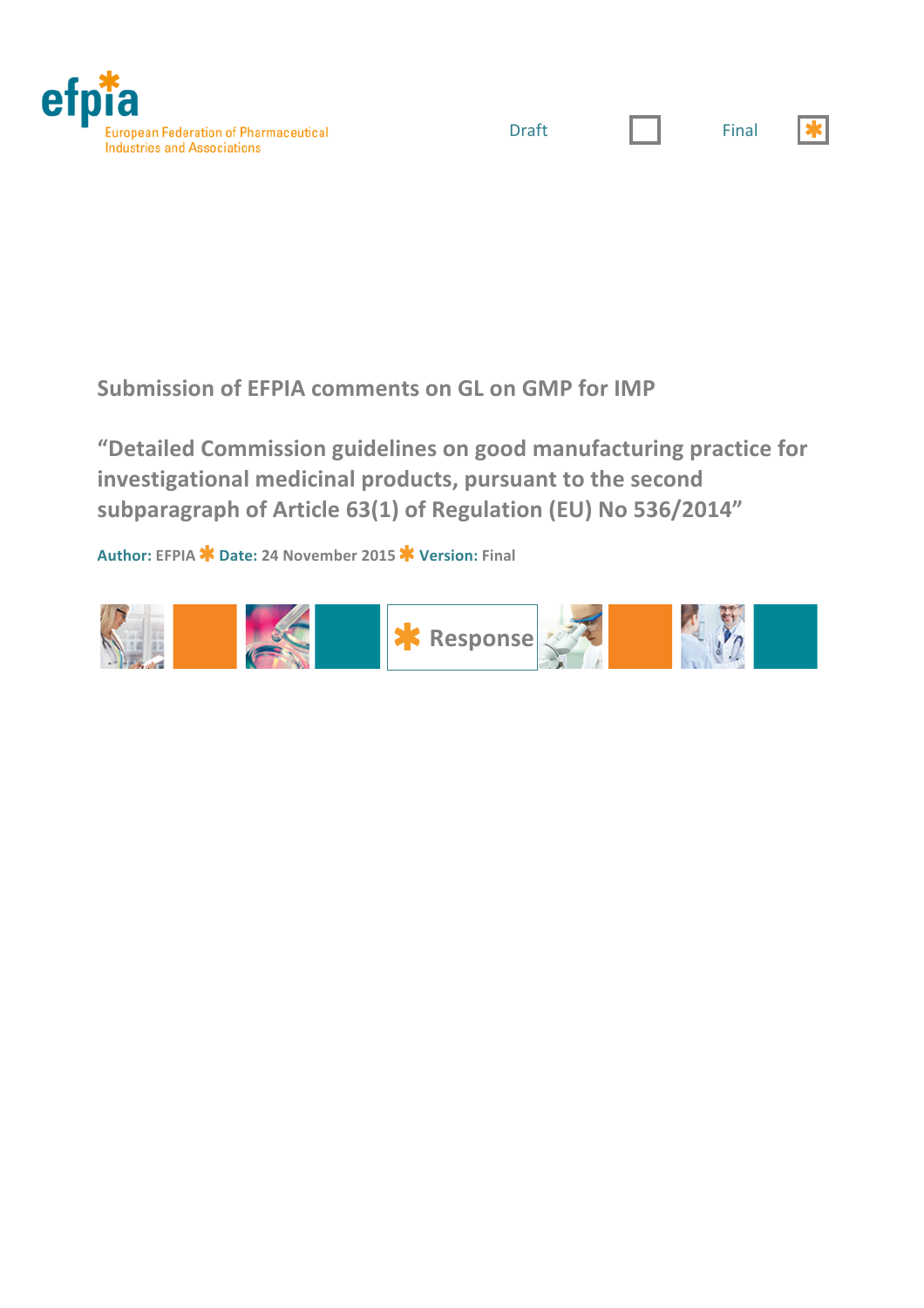efpia

European Federation of Pharmaceutical Industries and Associations

Draft ☐ Final ☒

# Submission of EFPIA comments on GL on GMP for IMP

## "Detailed Commission guidelines on good manufacturing practice for investigational medicinal products, pursuant to the second subparagraph of Article 63(1) of Regulation (EU) No 536/2014"

**Author:** EFPIA * **Date:** 24 November 2015 * **Version:** Final

* Response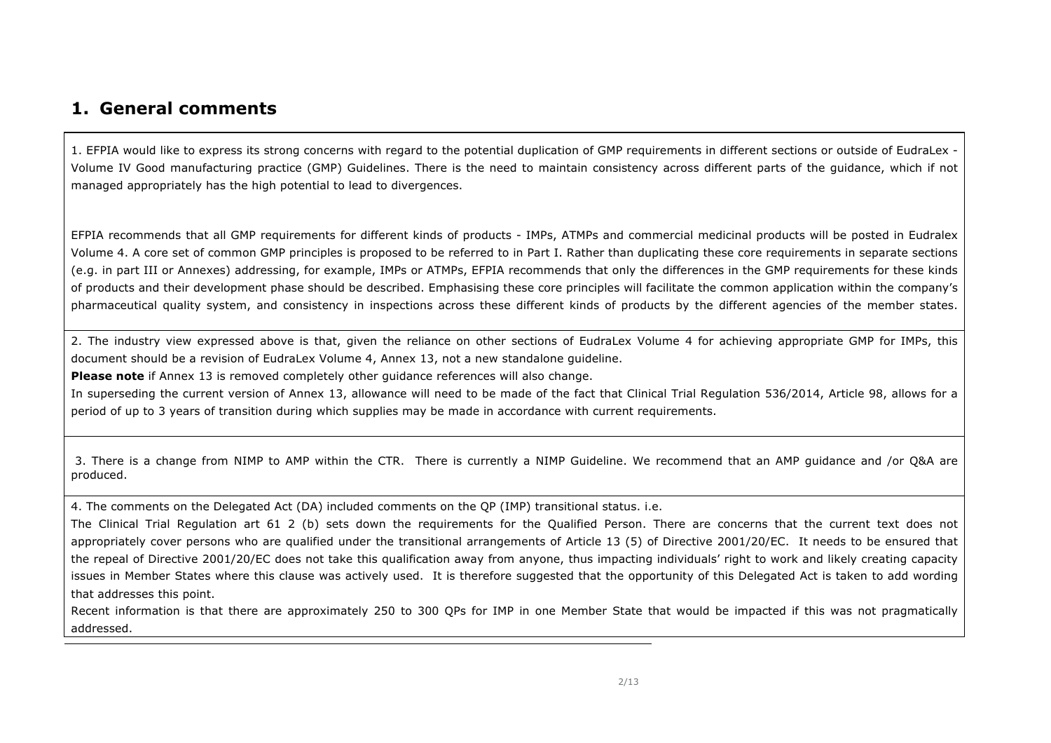## 1. General comments

1. EFPIA would like to express its strong concerns with regard to the potential duplication of GMP requirements in different sections or outside of EudraLex - Volume IV Good manufacturing practice (GMP) Guidelines. There is the need to maintain consistency across different parts of the guidance, which if not managed appropriately has the high potential to lead to divergences.

EFPIA recommends that all GMP requirements for different kinds of products - IMPs, ATMPs and commercial medicinal products will be posted in Eudralex Volume 4. A core set of common GMP principles is proposed to be referred to in Part I. Rather than duplicating these core requirements in separate sections (e.g. in part III or Annexes) addressing, for example, IMPs or ATMPs, EFPIA recommends that only the differences in the GMP requirements for these kinds of products and their development phase should be described. Emphasising these core principles will facilitate the common application within the company's pharmaceutical quality system, and consistency in inspections across these different kinds of products by the different agencies of the member states.

2. The industry view expressed above is that, given the reliance on other sections of EudraLex Volume 4 for achieving appropriate GMP for IMPs, this document should be a revision of EudraLex Volume 4, Annex 13, not a new standalone guideline.

**Please note** if Annex 13 is removed completely other guidance references will also change.

In superseding the current version of Annex 13, allowance will need to be made of the fact that Clinical Trial Regulation 536/2014, Article 98, allows for a period of up to 3 years of transition during which supplies may be made in accordance with current requirements.

3. There is a change from NIMP to AMP within the CTR. There is currently a NIMP Guideline. We recommend that an AMP guidance and /or Q&A are produced.

4. The comments on the Delegated Act (DA) included comments on the QP (IMP) transitional status. i.e.

The Clinical Trial Regulation art 61 2 (b) sets down the requirements for the Qualified Person. There are concerns that the current text does not appropriately cover persons who are qualified under the transitional arrangements of Article 13 (5) of Directive 2001/20/EC. It needs to be ensured that the repeal of Directive 2001/20/EC does not take this qualification away from anyone, thus impacting individuals' right to work and likely creating capacity issues in Member States where this clause was actively used. It is therefore suggested that the opportunity of this Delegated Act is taken to add wording that addresses this point.

Recent information is that there are approximately 250 to 300 QPs for IMP in one Member State that would be impacted if this was not pragmatically addressed.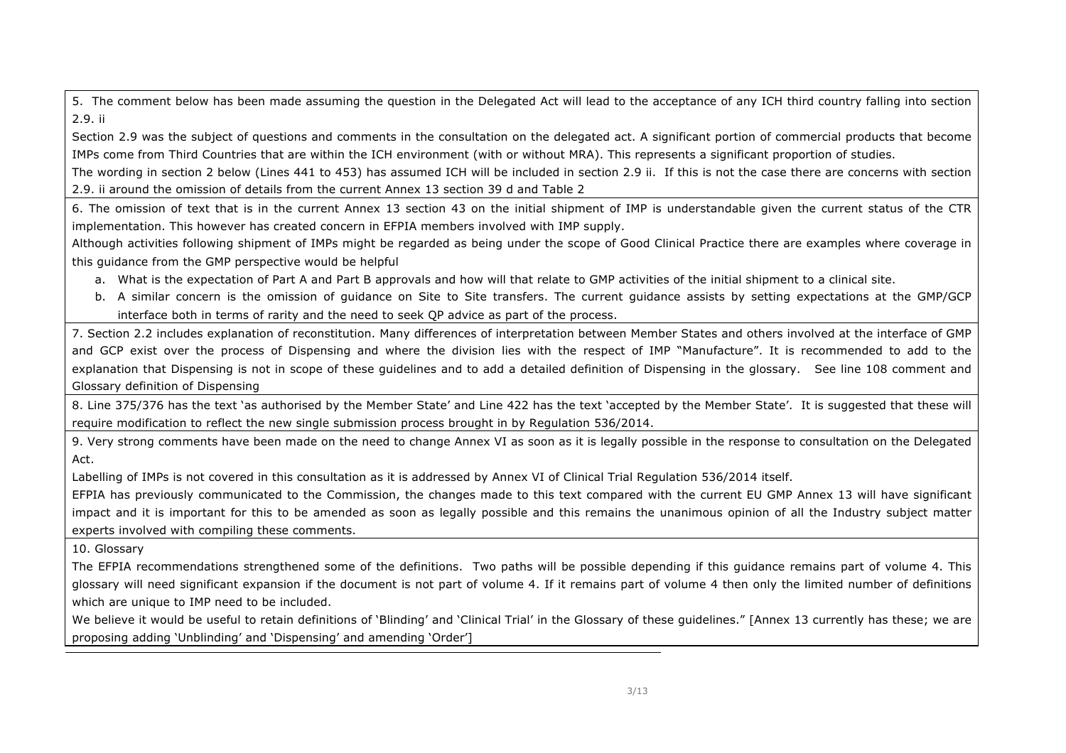| |
|---|
| 5. The comment below has been made assuming the question in the Delegated Act will lead to the acceptance of any ICH third country falling into section 2.9. ii<br>Section 2.9 was the subject of questions and comments in the consultation on the delegated act. A significant portion of commercial products that become IMPs come from Third Countries that are within the ICH environment (with or without MRA). This represents a significant proportion of studies.<br>The wording in section 2 below (Lines 441 to 453) has assumed ICH will be included in section 2.9 ii. If this is not the case there are concerns with section 2.9. ii around the omission of details from the current Annex 13 section 39 d and Table 2 |
| 6. The omission of text that is in the current Annex 13 section 43 on the initial shipment of IMP is understandable given the current status of the CTR implementation. This however has created concern in EFPIA members involved with IMP supply.<br>Although activities following shipment of IMPs might be regarded as being under the scope of Good Clinical Practice there are examples where coverage in this guidance from the GMP perspective would be helpful<br>a. What is the expectation of Part A and Part B approvals and how will that relate to GMP activities of the initial shipment to a clinical site.<br>b. A similar concern is the omission of guidance on Site to Site transfers. The current guidance assists by setting expectations at the GMP/GCP interface both in terms of rarity and the need to seek QP advice as part of the process. |
| 7. Section 2.2 includes explanation of reconstitution. Many differences of interpretation between Member States and others involved at the interface of GMP and GCP exist over the process of Dispensing and where the division lies with the respect of IMP "Manufacture". It is recommended to add to the explanation that Dispensing is not in scope of these guidelines and to add a detailed definition of Dispensing in the glossary. See line 108 comment and Glossary definition of Dispensing |
| 8. Line 375/376 has the text 'as authorised by the Member State' and Line 422 has the text 'accepted by the Member State'. It is suggested that these will require modification to reflect the new single submission process brought in by Regulation 536/2014. |
| 9. Very strong comments have been made on the need to change Annex VI as soon as it is legally possible in the response to consultation on the Delegated Act.<br>Labelling of IMPs is not covered in this consultation as it is addressed by Annex VI of Clinical Trial Regulation 536/2014 itself.<br>EFPIA has previously communicated to the Commission, the changes made to this text compared with the current EU GMP Annex 13 will have significant impact and it is important for this to be amended as soon as legally possible and this remains the unanimous opinion of all the Industry subject matter experts involved with compiling these comments. |
| 10. Glossary<br>The EFPIA recommendations strengthened some of the definitions. Two paths will be possible depending if this guidance remains part of volume 4. This glossary will need significant expansion if the document is not part of volume 4. If it remains part of volume 4 then only the limited number of definitions which are unique to IMP need to be included.<br>We believe it would be useful to retain definitions of 'Blinding' and 'Clinical Trial' in the Glossary of these guidelines." [Annex 13 currently has these; we are proposing adding 'Unblinding' and 'Dispensing' and amending 'Order'] |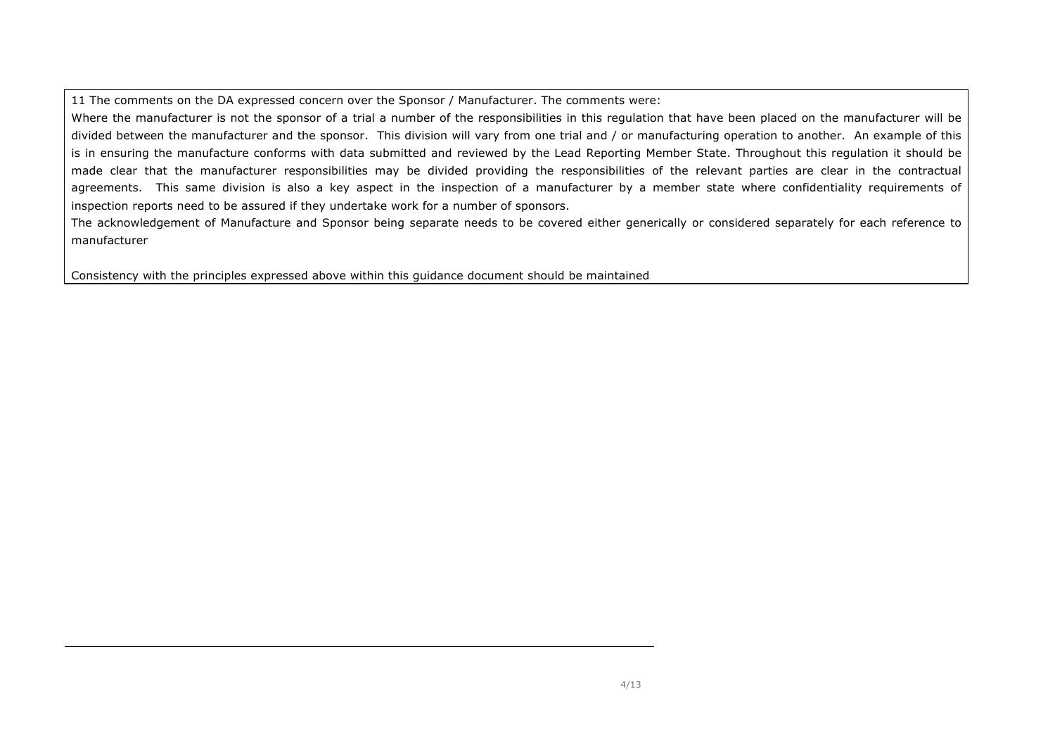11 The comments on the DA expressed concern over the Sponsor / Manufacturer. The comments were:

Where the manufacturer is not the sponsor of a trial a number of the responsibilities in this regulation that have been placed on the manufacturer will be divided between the manufacturer and the sponsor. This division will vary from one trial and / or manufacturing operation to another. An example of this is in ensuring the manufacture conforms with data submitted and reviewed by the Lead Reporting Member State. Throughout this regulation it should be made clear that the manufacturer responsibilities may be divided providing the responsibilities of the relevant parties are clear in the contractual agreements. This same division is also a key aspect in the inspection of a manufacturer by a member state where confidentiality requirements of inspection reports need to be assured if they undertake work for a number of sponsors.

The acknowledgement of Manufacture and Sponsor being separate needs to be covered either generically or considered separately for each reference to manufacturer

Consistency with the principles expressed above within this guidance document should be maintained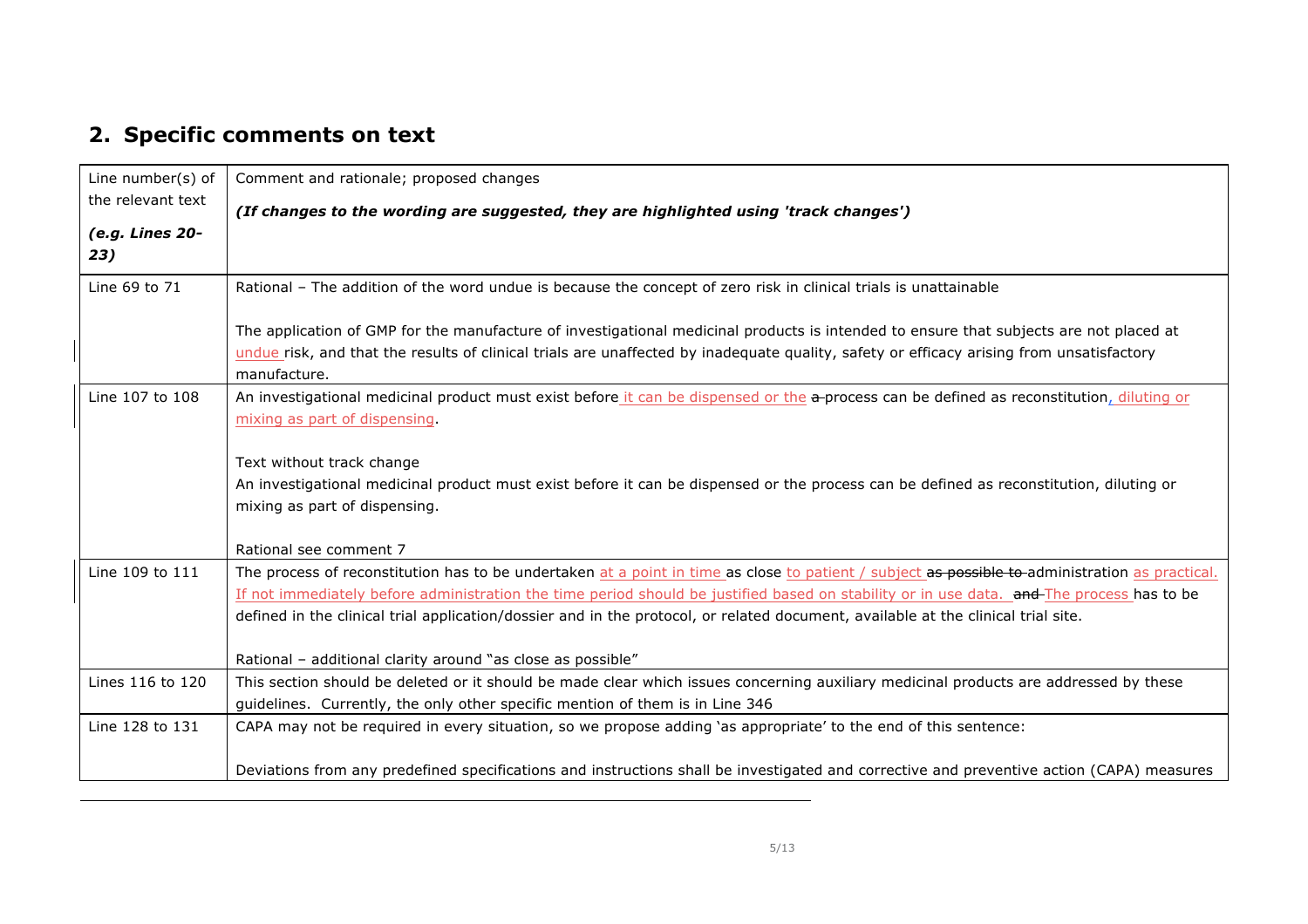## 2. Specific comments on text

| Line number(s) of the relevant text<br>*(e.g. Lines 20-23)* | Comment and rationale; proposed changes<br>***(If changes to the wording are suggested, they are highlighted using 'track changes')*** |
|---|---|
| Line 69 to 71 | Rational – The addition of the word undue is because the concept of zero risk in clinical trials is unattainable<br><br>The application of GMP for the manufacture of investigational medicinal products is intended to ensure that subjects are not placed at undue risk, and that the results of clinical trials are unaffected by inadequate quality, safety or efficacy arising from unsatisfactory manufacture. |
| Line 107 to 108 | An investigational medicinal product must exist before it can be dispensed or the ~~a~~ process can be defined as reconstitution, diluting or mixing as part of dispensing.<br><br>Text without track change<br>An investigational medicinal product must exist before it can be dispensed or the process can be defined as reconstitution, diluting or mixing as part of dispensing.<br><br>Rational see comment 7 |
| Line 109 to 111 | The process of reconstitution has to be undertaken at a point in time as close to patient / subject ~~as possible to~~ administration as practical. If not immediately before administration the time period should be justified based on stability or in use data. ~~and~~ The process has to be defined in the clinical trial application/dossier and in the protocol, or related document, available at the clinical trial site.<br><br>Rational – additional clarity around "as close as possible" |
| Lines 116 to 120 | This section should be deleted or it should be made clear which issues concerning auxiliary medicinal products are addressed by these guidelines. Currently, the only other specific mention of them is in Line 346 |
| Line 128 to 131 | CAPA may not be required in every situation, so we propose adding 'as appropriate' to the end of this sentence:<br><br>Deviations from any predefined specifications and instructions shall be investigated and corrective and preventive action (CAPA) measures |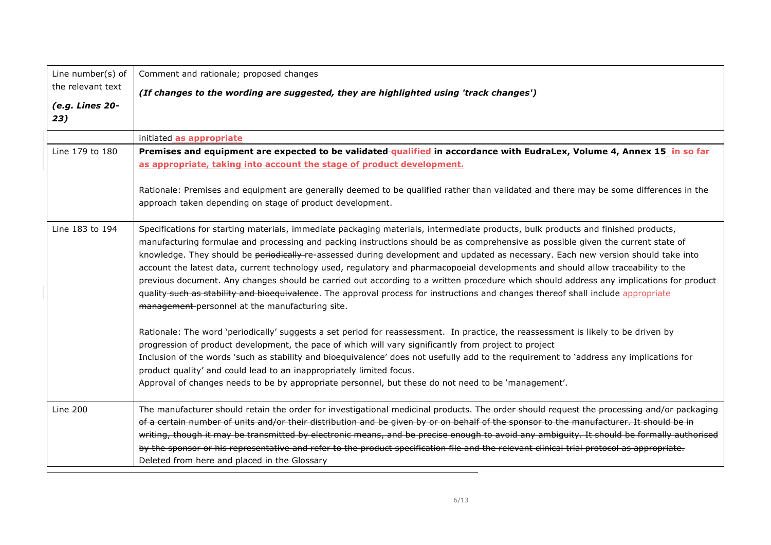| Line number(s) of the relevant text *(e.g. Lines 20-23)* | Comment and rationale; proposed changes ***(If changes to the wording are suggested, they are highlighted using 'track changes')*** |
|---|---|
| | initiated **as appropriate** |
| Line 179 to 180 | **Premises and equipment are expected to be ~~validated~~ qualified in accordance with EudraLex, Volume 4, Annex 15 in so far as appropriate, taking into account the stage of product development.**<br><br>Rationale: Premises and equipment are generally deemed to be qualified rather than validated and there may be some differences in the approach taken depending on stage of product development. |
| Line 183 to 194 | Specifications for starting materials, immediate packaging materials, intermediate products, bulk products and finished products, manufacturing formulae and processing and packing instructions should be as comprehensive as possible given the current state of knowledge. They should be ~~periodically~~ re-assessed during development and updated as necessary. Each new version should take into account the latest data, current technology used, regulatory and pharmacopoeial developments and should allow traceability to the previous document. Any changes should be carried out according to a written procedure which should address any implications for product quality ~~such as stability and bioequivalence~~. The approval process for instructions and changes thereof shall include appropriate ~~management~~ personnel at the manufacturing site.<br><br>Rationale: The word 'periodically' suggests a set period for reassessment. In practice, the reassessment is likely to be driven by progression of product development, the pace of which will vary significantly from project to project<br>Inclusion of the words 'such as stability and bioequivalence' does not usefully add to the requirement to 'address any implications for product quality' and could lead to an inappropriately limited focus.<br>Approval of changes needs to be by appropriate personnel, but these do not need to be 'management'. |
| Line 200 | The manufacturer should retain the order for investigational medicinal products. ~~The order should request the processing and/or packaging of a certain number of units and/or their distribution and be given by or on behalf of the sponsor to the manufacturer. It should be in writing, though it may be transmitted by electronic means, and be precise enough to avoid any ambiguity. It should be formally authorised by the sponsor or his representative and refer to the product specification file and the relevant clinical trial protocol as appropriate.~~<br>Deleted from here and placed in the Glossary |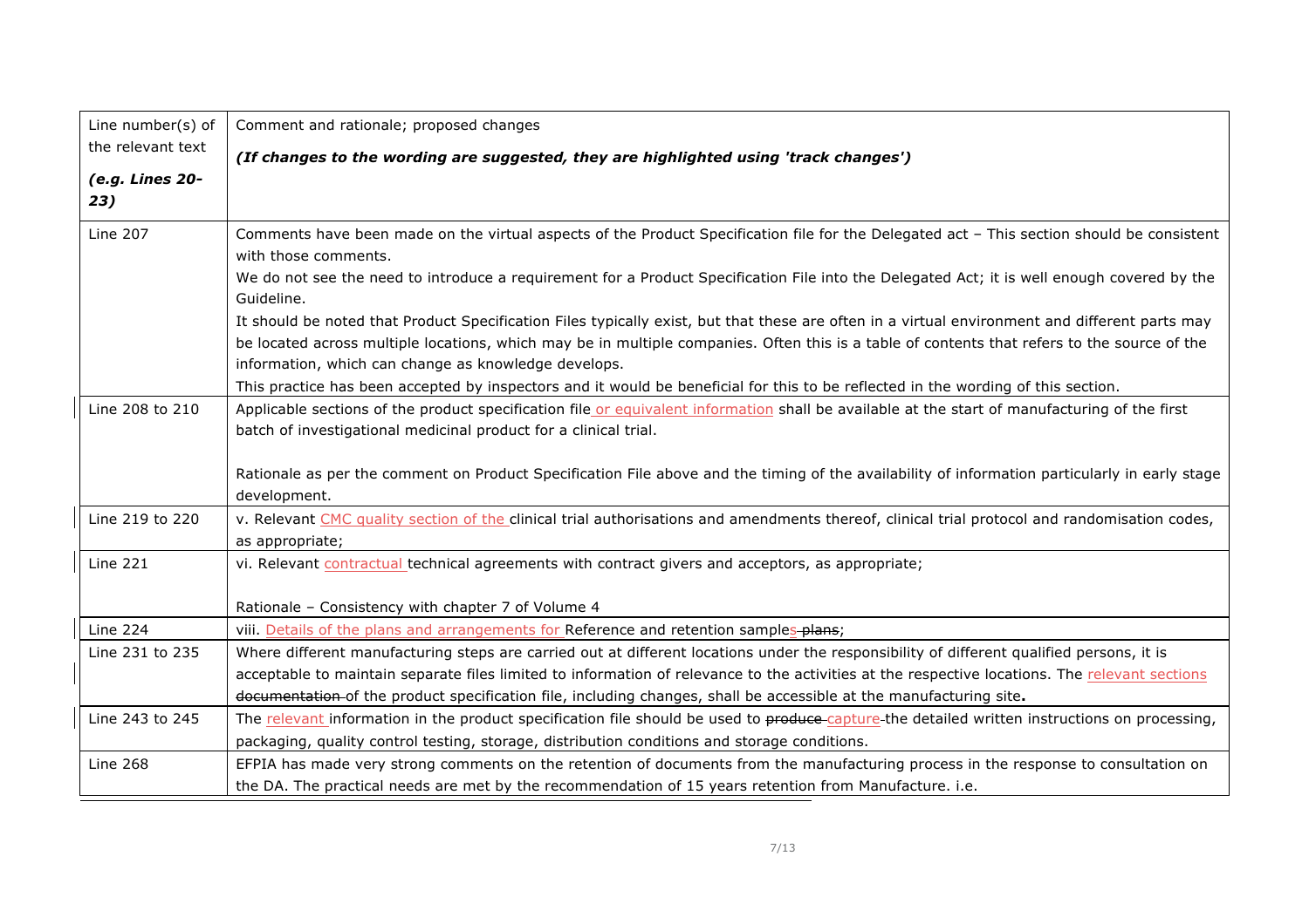| Line number(s) of the relevant text *(e.g. Lines 20-23)* | Comment and rationale; proposed changes ***(If changes to the wording are suggested, they are highlighted using 'track changes')*** |
|---|---|
| Line 207 | Comments have been made on the virtual aspects of the Product Specification file for the Delegated act – This section should be consistent with those comments.<br>We do not see the need to introduce a requirement for a Product Specification File into the Delegated Act; it is well enough covered by the Guideline.<br>It should be noted that Product Specification Files typically exist, but that these are often in a virtual environment and different parts may be located across multiple locations, which may be in multiple companies. Often this is a table of contents that refers to the source of the information, which can change as knowledge develops.<br>This practice has been accepted by inspectors and it would be beneficial for this to be reflected in the wording of this section. |
| Line 208 to 210 | Applicable sections of the product specification file or equivalent information shall be available at the start of manufacturing of the first batch of investigational medicinal product for a clinical trial.<br><br>Rationale as per the comment on Product Specification File above and the timing of the availability of information particularly in early stage development. |
| Line 219 to 220 | v. Relevant CMC quality section of the clinical trial authorisations and amendments thereof, clinical trial protocol and randomisation codes, as appropriate; |
| Line 221 | vi. Relevant contractual technical agreements with contract givers and acceptors, as appropriate;<br><br>Rationale – Consistency with chapter 7 of Volume 4 |
| Line 224 | viii. Details of the plans and arrangements for Reference and retention samples ~~plans~~; |
| Line 231 to 235 | Where different manufacturing steps are carried out at different locations under the responsibility of different qualified persons, it is acceptable to maintain separate files limited to information of relevance to the activities at the respective locations. The relevant sections ~~documentation~~ of the product specification file, including changes, shall be accessible at the manufacturing site**.** |
| Line 243 to 245 | The relevant information in the product specification file should be used to ~~produce~~ capture the detailed written instructions on processing, packaging, quality control testing, storage, distribution conditions and storage conditions. |
| Line 268 | EFPIA has made very strong comments on the retention of documents from the manufacturing process in the response to consultation on the DA. The practical needs are met by the recommendation of 15 years retention from Manufacture. i.e. |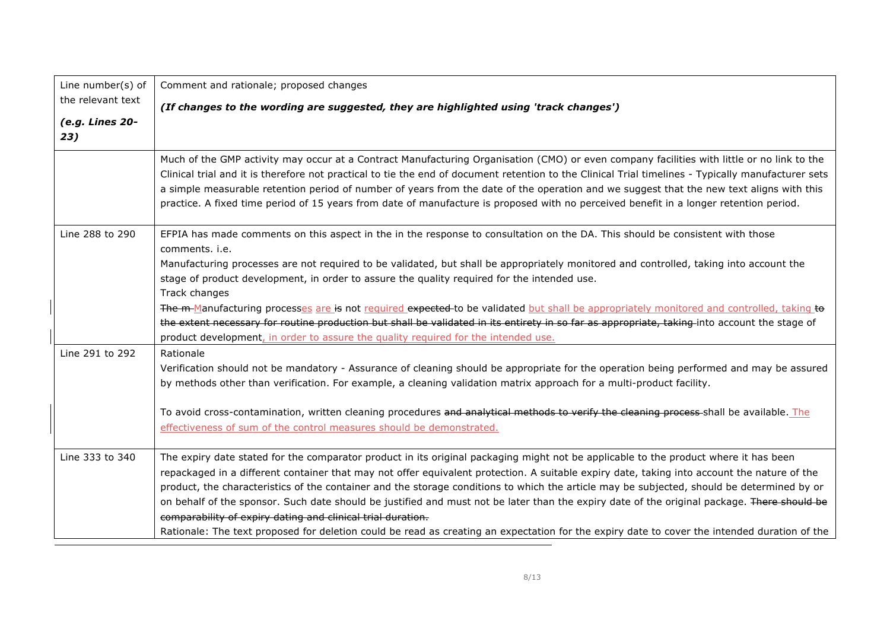| Line number(s) of the relevant text *(e.g. Lines 20-23)* | Comment and rationale; proposed changes ***(If changes to the wording are suggested, they are highlighted using 'track changes')*** |
|---|---|
| | Much of the GMP activity may occur at a Contract Manufacturing Organisation (CMO) or even company facilities with little or no link to the Clinical trial and it is therefore not practical to tie the end of document retention to the Clinical Trial timelines - Typically manufacturer sets a simple measurable retention period of number of years from the date of the operation and we suggest that the new text aligns with this practice. A fixed time period of 15 years from date of manufacture is proposed with no perceived benefit in a longer retention period. |
| Line 288 to 290 | EFPIA has made comments on this aspect in the in the response to consultation on the DA. This should be consistent with those comments. i.e.<br>Manufacturing processes are not required to be validated, but shall be appropriately monitored and controlled, taking into account the stage of product development, in order to assure the quality required for the intended use.<br>Track changes<br>~~The m~~ Manufacturing processes are ~~is~~ not required ~~expected~~ to be validated but shall be appropriately monitored and controlled, taking ~~to the extent necessary for routine production but shall be validated in its entirety in so far as appropriate, taking~~ into account the stage of product development, in order to assure the quality required for the intended use. |
| Line 291 to 292 | Rationale<br>Verification should not be mandatory - Assurance of cleaning should be appropriate for the operation being performed and may be assured by methods other than verification. For example, a cleaning validation matrix approach for a multi-product facility.<br><br>To avoid cross-contamination, written cleaning procedures ~~and analytical methods to verify the cleaning process~~ shall be available. The effectiveness of sum of the control measures should be demonstrated. |
| Line 333 to 340 | The expiry date stated for the comparator product in its original packaging might not be applicable to the product where it has been repackaged in a different container that may not offer equivalent protection. A suitable expiry date, taking into account the nature of the product, the characteristics of the container and the storage conditions to which the article may be subjected, should be determined by or on behalf of the sponsor. Such date should be justified and must not be later than the expiry date of the original package. ~~There should be comparability of expiry dating and clinical trial duration.~~<br>Rationale: The text proposed for deletion could be read as creating an expectation for the expiry date to cover the intended duration of the |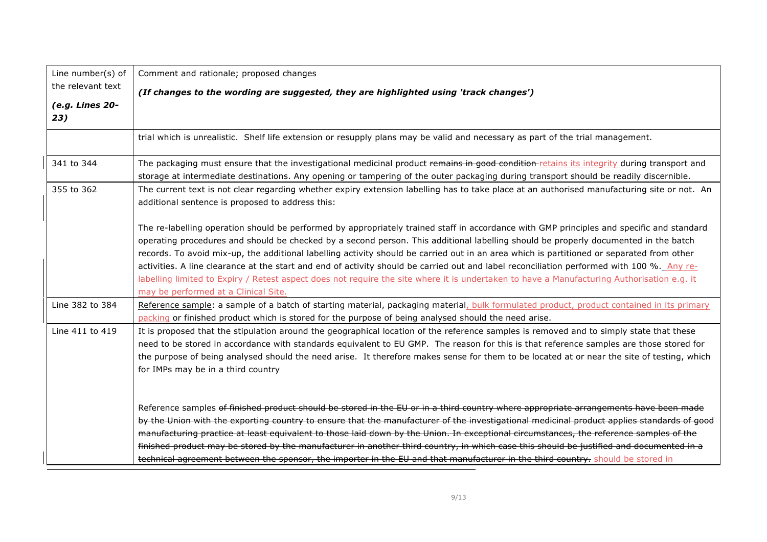| Line number(s) of the relevant text *(e.g. Lines 20-23)* | Comment and rationale; proposed changes ***(If changes to the wording are suggested, they are highlighted using 'track changes')*** |
|---|---|
| | trial which is unrealistic. Shelf life extension or resupply plans may be valid and necessary as part of the trial management. |
| 341 to 344 | The packaging must ensure that the investigational medicinal product ~~remains in good condition~~ retains its integrity during transport and storage at intermediate destinations. Any opening or tampering of the outer packaging during transport should be readily discernible. |
| 355 to 362 | The current text is not clear regarding whether expiry extension labelling has to take place at an authorised manufacturing site or not. An additional sentence is proposed to address this:<br><br>The re-labelling operation should be performed by appropriately trained staff in accordance with GMP principles and specific and standard operating procedures and should be checked by a second person. This additional labelling should be properly documented in the batch records. To avoid mix-up, the additional labelling activity should be carried out in an area which is partitioned or separated from other activities. A line clearance at the start and end of activity should be carried out and label reconciliation performed with 100 %. Any re-labelling limited to Expiry / Retest aspect does not require the site where it is undertaken to have a Manufacturing Authorisation e.g. it may be performed at a Clinical Site. |
| Line 382 to 384 | Reference sample: a sample of a batch of starting material, packaging material, bulk formulated product, product contained in its primary packing or finished product which is stored for the purpose of being analysed should the need arise. |
| Line 411 to 419 | It is proposed that the stipulation around the geographical location of the reference samples is removed and to simply state that these need to be stored in accordance with standards equivalent to EU GMP. The reason for this is that reference samples are those stored for the purpose of being analysed should the need arise. It therefore makes sense for them to be located at or near the site of testing, which for IMPs may be in a third country<br><br>Reference samples ~~of finished product should be stored in the EU or in a third country where appropriate arrangements have been made by the Union with the exporting country to ensure that the manufacturer of the investigational medicinal product applies standards of good manufacturing practice at least equivalent to those laid down by the Union. In exceptional circumstances, the reference samples of the finished product may be stored by the manufacturer in another third country, in which case this should be justified and documented in a technical agreement between the sponsor, the importer in the EU and that manufacturer in the third country.~~ should be stored in |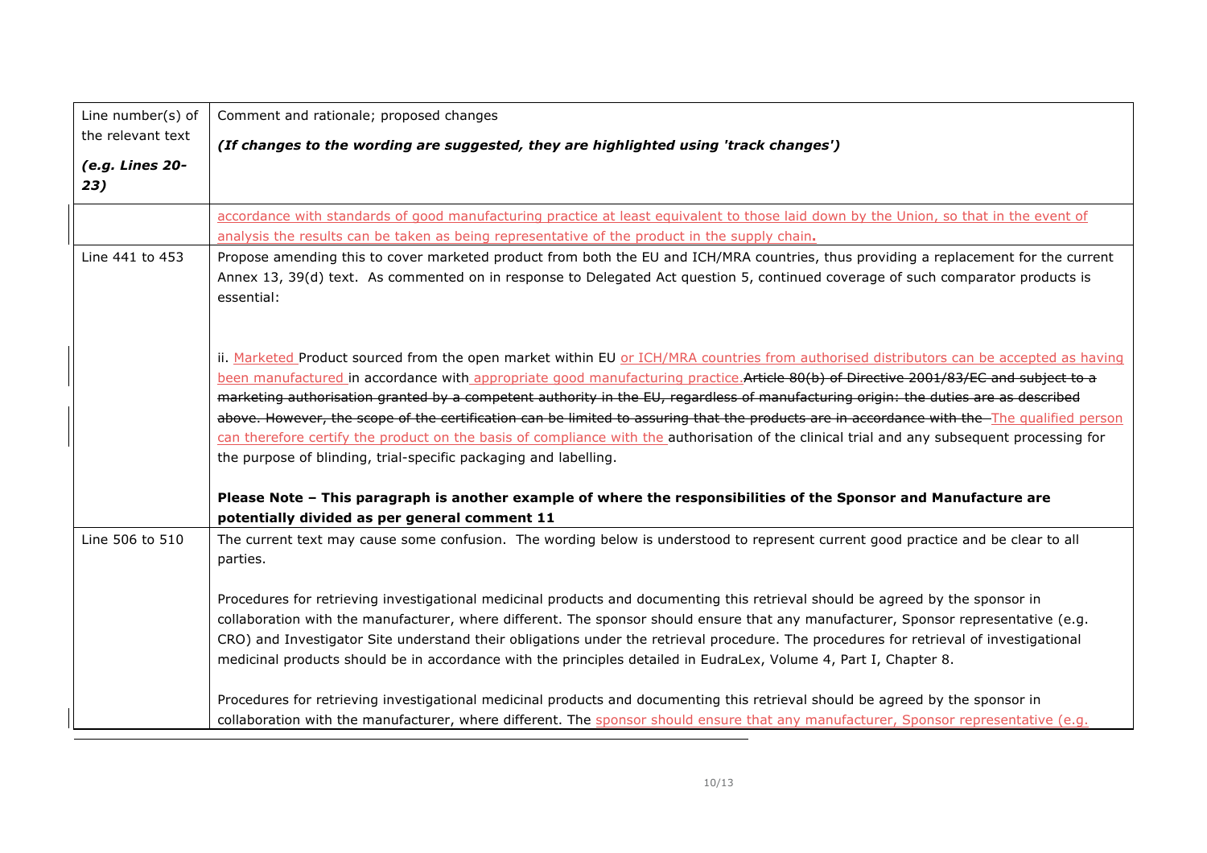| Line number(s) of the relevant text *(e.g. Lines 20-23)* | Comment and rationale; proposed changes ***(If changes to the wording are suggested, they are highlighted using 'track changes')*** |
|---|---|
| | accordance with standards of good manufacturing practice at least equivalent to those laid down by the Union, so that in the event of analysis the results can be taken as being representative of the product in the supply chain**.** |
| Line 441 to 453 | Propose amending this to cover marketed product from both the EU and ICH/MRA countries, thus providing a replacement for the current Annex 13, 39(d) text. As commented on in response to Delegated Act question 5, continued coverage of such comparator products is essential:<br><br>ii. Marketed Product sourced from the open market within EU or ICH/MRA countries from authorised distributors can be accepted as having been manufactured in accordance with appropriate good manufacturing practice.~~Article 80(b) of Directive 2001/83/EC and subject to a marketing authorisation granted by a competent authority in the EU, regardless of manufacturing origin: the duties are as described above. However, the scope of the certification can be limited to assuring that the products are in accordance with the~~ The qualified person can therefore certify the product on the basis of compliance with the authorisation of the clinical trial and any subsequent processing for the purpose of blinding, trial-specific packaging and labelling.<br><br>**Please Note – This paragraph is another example of where the responsibilities of the Sponsor and Manufacture are potentially divided as per general comment 11** |
| Line 506 to 510 | The current text may cause some confusion. The wording below is understood to represent current good practice and be clear to all parties.<br><br>Procedures for retrieving investigational medicinal products and documenting this retrieval should be agreed by the sponsor in collaboration with the manufacturer, where different. The sponsor should ensure that any manufacturer, Sponsor representative (e.g. CRO) and Investigator Site understand their obligations under the retrieval procedure. The procedures for retrieval of investigational medicinal products should be in accordance with the principles detailed in EudraLex, Volume 4, Part I, Chapter 8.<br><br>Procedures for retrieving investigational medicinal products and documenting this retrieval should be agreed by the sponsor in collaboration with the manufacturer, where different. The sponsor should ensure that any manufacturer, Sponsor representative (e.g. |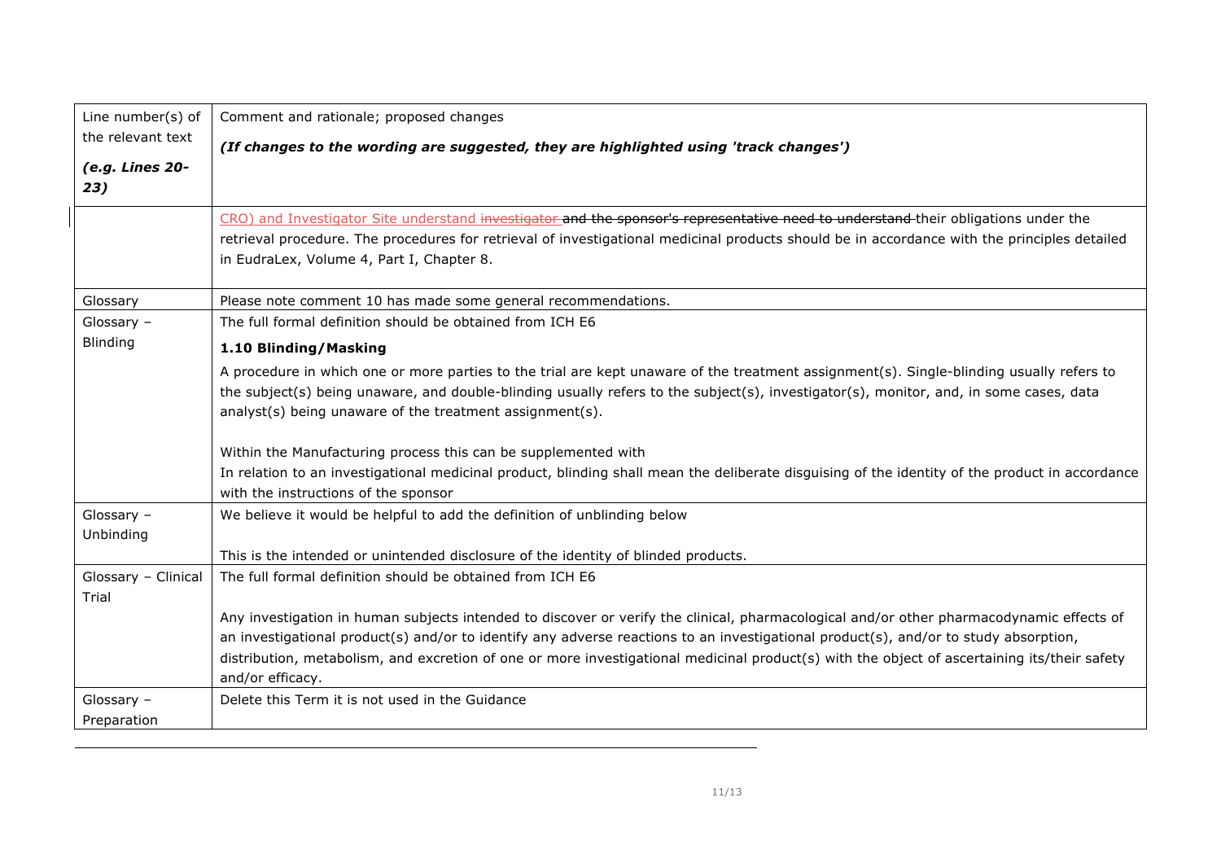| Line number(s) of the relevant text<br>*(e.g. Lines 20-23)* | Comment and rationale; proposed changes<br>*(If changes to the wording are suggested, they are highlighted using 'track changes')* |
|---|---|
| | CRO) and Investigator Site understand ~~investigator and the sponsor's representative need to understand~~ their obligations under the retrieval procedure. The procedures for retrieval of investigational medicinal products should be in accordance with the principles detailed in EudraLex, Volume 4, Part I, Chapter 8. |
| Glossary | Please note comment 10 has made some general recommendations. |
| Glossary – Blinding | The full formal definition should be obtained from ICH E6<br>**1.10 Blinding/Masking**<br>A procedure in which one or more parties to the trial are kept unaware of the treatment assignment(s). Single-blinding usually refers to the subject(s) being unaware, and double-blinding usually refers to the subject(s), investigator(s), monitor, and, in some cases, data analyst(s) being unaware of the treatment assignment(s).<br><br>Within the Manufacturing process this can be supplemented with<br>In relation to an investigational medicinal product, blinding shall mean the deliberate disguising of the identity of the product in accordance with the instructions of the sponsor |
| Glossary – Unbinding | We believe it would be helpful to add the definition of unblinding below<br><br>This is the intended or unintended disclosure of the identity of blinded products. |
| Glossary – Clinical Trial | The full formal definition should be obtained from ICH E6<br><br>Any investigation in human subjects intended to discover or verify the clinical, pharmacological and/or other pharmacodynamic effects of an investigational product(s) and/or to identify any adverse reactions to an investigational product(s), and/or to study absorption, distribution, metabolism, and excretion of one or more investigational medicinal product(s) with the object of ascertaining its/their safety and/or efficacy. |
| Glossary – Preparation | Delete this Term it is not used in the Guidance |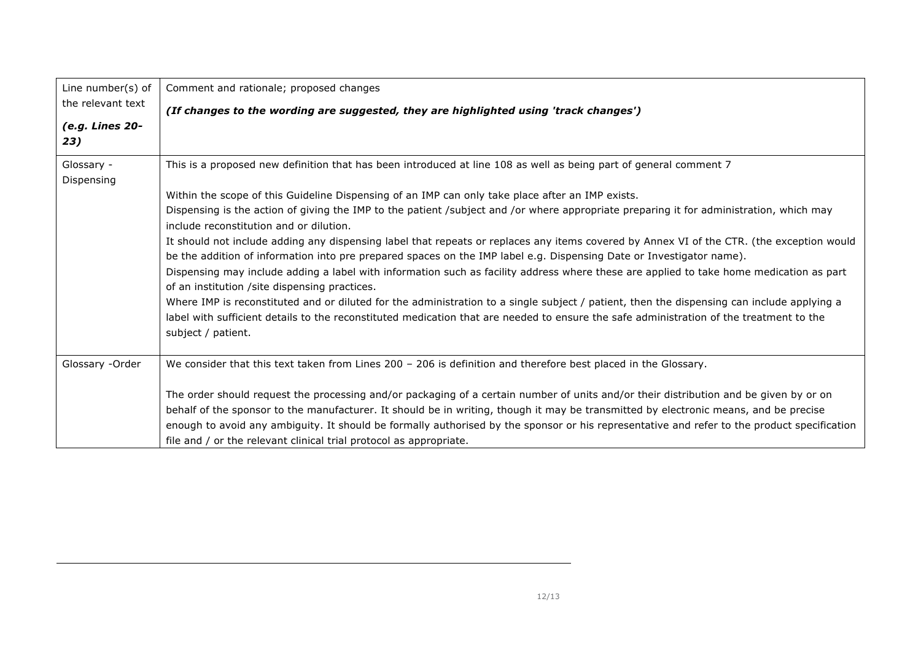| Line number(s) of the relevant text<br>***(e.g. Lines 20-23)*** | Comment and rationale; proposed changes<br>***(If changes to the wording are suggested, they are highlighted using 'track changes')*** |
|---|---|
| Glossary - Dispensing | This is a proposed new definition that has been introduced at line 108 as well as being part of general comment 7<br><br>Within the scope of this Guideline Dispensing of an IMP can only take place after an IMP exists.<br>Dispensing is the action of giving the IMP to the patient /subject and /or where appropriate preparing it for administration, which may include reconstitution and or dilution.<br>It should not include adding any dispensing label that repeats or replaces any items covered by Annex VI of the CTR. (the exception would be the addition of information into pre prepared spaces on the IMP label e.g. Dispensing Date or Investigator name).<br>Dispensing may include adding a label with information such as facility address where these are applied to take home medication as part of an institution /site dispensing practices.<br>Where IMP is reconstituted and or diluted for the administration to a single subject / patient, then the dispensing can include applying a label with sufficient details to the reconstituted medication that are needed to ensure the safe administration of the treatment to the subject / patient. |
| Glossary -Order | We consider that this text taken from Lines 200 – 206 is definition and therefore best placed in the Glossary.<br><br>The order should request the processing and/or packaging of a certain number of units and/or their distribution and be given by or on behalf of the sponsor to the manufacturer. It should be in writing, though it may be transmitted by electronic means, and be precise enough to avoid any ambiguity. It should be formally authorised by the sponsor or his representative and refer to the product specification file and / or the relevant clinical trial protocol as appropriate. |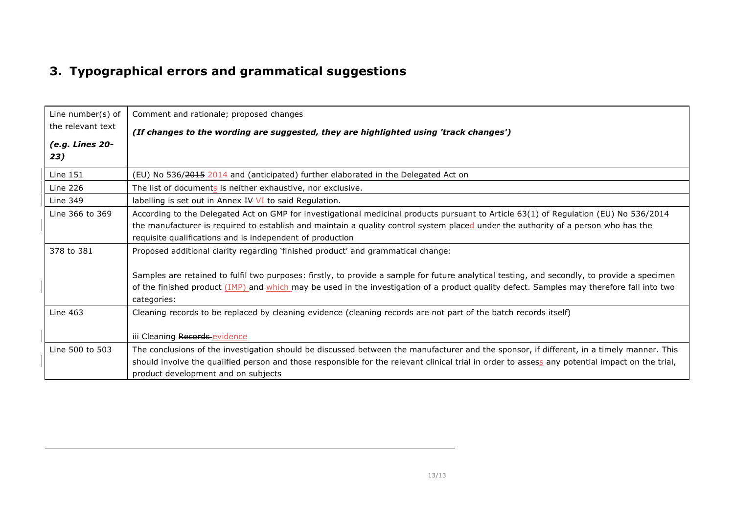## 3. Typographical errors and grammatical suggestions

| Line number(s) of the relevant text *(e.g. Lines 20-23)* | Comment and rationale; proposed changes ***(If changes to the wording are suggested, they are highlighted using 'track changes')*** |
|---|---|
| Line 151 | (EU) No 536/~~2015~~ 2014 and (anticipated) further elaborated in the Delegated Act on |
| Line 226 | The list of documents is neither exhaustive, nor exclusive. |
| Line 349 | labelling is set out in Annex ~~IV~~ VI to said Regulation. |
| Line 366 to 369 | According to the Delegated Act on GMP for investigational medicinal products pursuant to Article 63(1) of Regulation (EU) No 536/2014 the manufacturer is required to establish and maintain a quality control system placed under the authority of a person who has the requisite qualifications and is independent of production |
| 378 to 381 | Proposed additional clarity regarding 'finished product' and grammatical change:<br><br>Samples are retained to fulfil two purposes: firstly, to provide a sample for future analytical testing, and secondly, to provide a specimen of the finished product (IMP) ~~and~~ which may be used in the investigation of a product quality defect. Samples may therefore fall into two categories: |
| Line 463 | Cleaning records to be replaced by cleaning evidence (cleaning records are not part of the batch records itself)<br><br>iii Cleaning ~~Records~~ evidence |
| Line 500 to 503 | The conclusions of the investigation should be discussed between the manufacturer and the sponsor, if different, in a timely manner. This should involve the qualified person and those responsible for the relevant clinical trial in order to assess any potential impact on the trial, product development and on subjects |